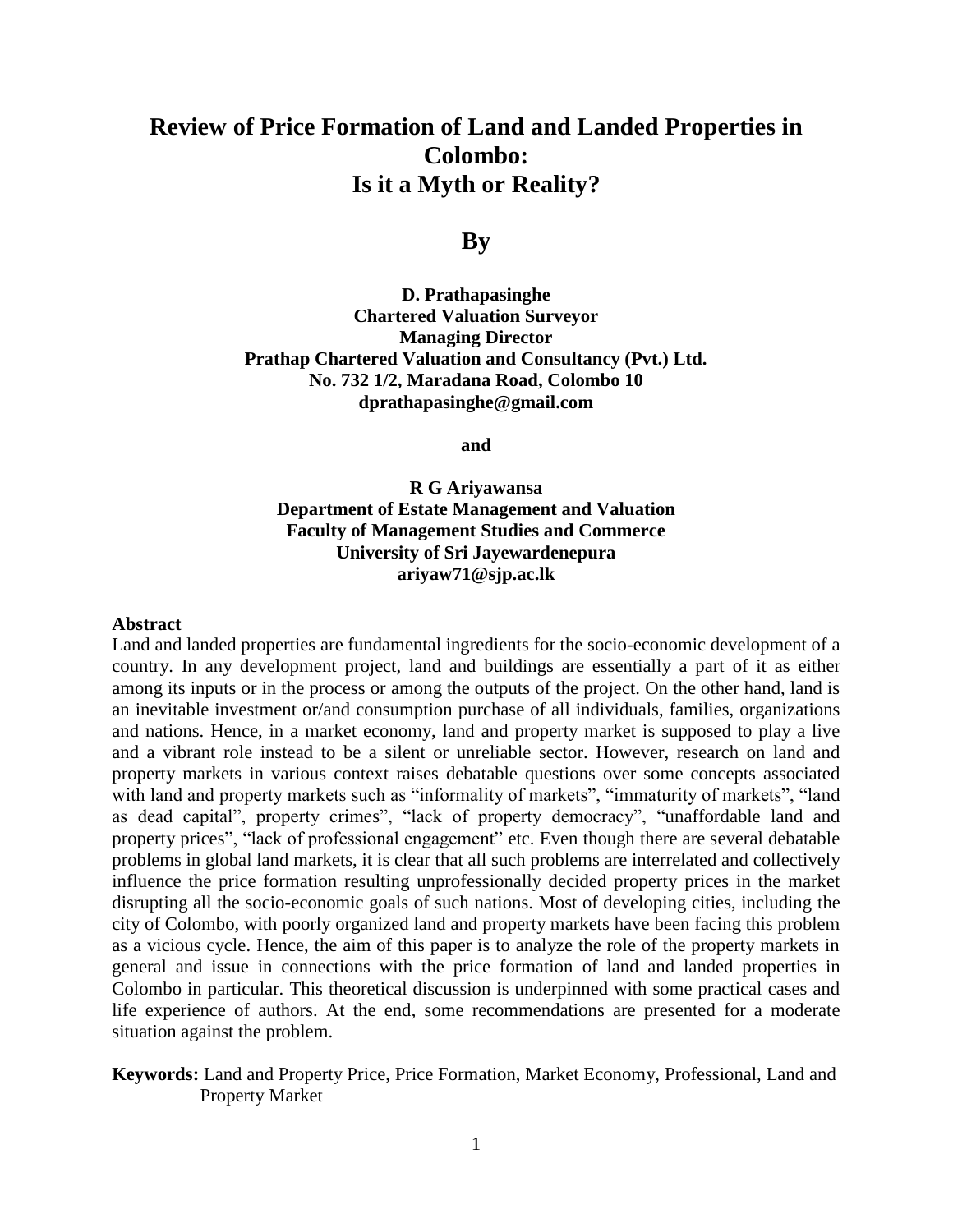# Review of Price Formation of Land and Landed Properties in Colombo: Is it a Myth or Reality?

**By**

**D. Prathapasinghe**
**Chartered Valuation Surveyor**
**Managing Director**
**Prathap Chartered Valuation and Consultancy (Pvt.) Ltd.**
**No. 732 1/2, Maradana Road, Colombo 10**
**dprathapasinghe@gmail.com**

**and**

**R G Ariyawansa**
**Department of Estate Management and Valuation**
**Faculty of Management Studies and Commerce**
**University of Sri Jayewardenepura**
**ariyaw71@sjp.ac.lk**

**Abstract**

Land and landed properties are fundamental ingredients for the socio-economic development of a country. In any development project, land and buildings are essentially a part of it as either among its inputs or in the process or among the outputs of the project. On the other hand, land is an inevitable investment or/and consumption purchase of all individuals, families, organizations and nations. Hence, in a market economy, land and property market is supposed to play a live and a vibrant role instead to be a silent or unreliable sector. However, research on land and property markets in various context raises debatable questions over some concepts associated with land and property markets such as "informality of markets", "immaturity of markets", "land as dead capital", property crimes", "lack of property democracy", "unaffordable land and property prices", "lack of professional engagement" etc. Even though there are several debatable problems in global land markets, it is clear that all such problems are interrelated and collectively influence the price formation resulting unprofessionally decided property prices in the market disrupting all the socio-economic goals of such nations. Most of developing cities, including the city of Colombo, with poorly organized land and property markets have been facing this problem as a vicious cycle. Hence, the aim of this paper is to analyze the role of the property markets in general and issue in connections with the price formation of land and landed properties in Colombo in particular. This theoretical discussion is underpinned with some practical cases and life experience of authors. At the end, some recommendations are presented for a moderate situation against the problem.

**Keywords:** Land and Property Price, Price Formation, Market Economy, Professional, Land and Property Market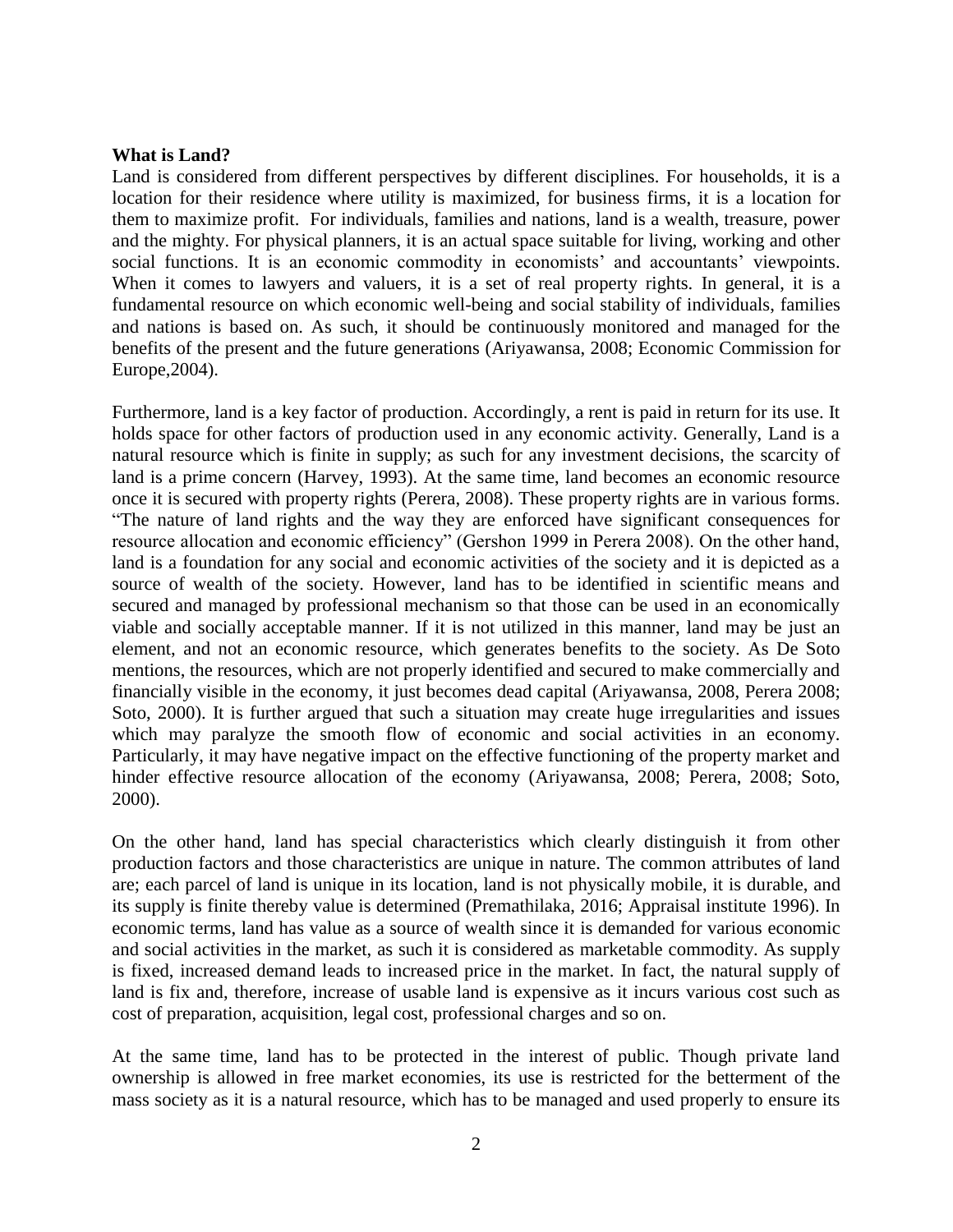**What is Land?**

Land is considered from different perspectives by different disciplines. For households, it is a location for their residence where utility is maximized, for business firms, it is a location for them to maximize profit. For individuals, families and nations, land is a wealth, treasure, power and the mighty. For physical planners, it is an actual space suitable for living, working and other social functions. It is an economic commodity in economists' and accountants' viewpoints. When it comes to lawyers and valuers, it is a set of real property rights. In general, it is a fundamental resource on which economic well-being and social stability of individuals, families and nations is based on. As such, it should be continuously monitored and managed for the benefits of the present and the future generations (Ariyawansa, 2008; Economic Commission for Europe,2004).

Furthermore, land is a key factor of production. Accordingly, a rent is paid in return for its use. It holds space for other factors of production used in any economic activity. Generally, Land is a natural resource which is finite in supply; as such for any investment decisions, the scarcity of land is a prime concern (Harvey, 1993). At the same time, land becomes an economic resource once it is secured with property rights (Perera, 2008). These property rights are in various forms. "The nature of land rights and the way they are enforced have significant consequences for resource allocation and economic efficiency" (Gershon 1999 in Perera 2008). On the other hand, land is a foundation for any social and economic activities of the society and it is depicted as a source of wealth of the society. However, land has to be identified in scientific means and secured and managed by professional mechanism so that those can be used in an economically viable and socially acceptable manner. If it is not utilized in this manner, land may be just an element, and not an economic resource, which generates benefits to the society. As De Soto mentions, the resources, which are not properly identified and secured to make commercially and financially visible in the economy, it just becomes dead capital (Ariyawansa, 2008, Perera 2008; Soto, 2000). It is further argued that such a situation may create huge irregularities and issues which may paralyze the smooth flow of economic and social activities in an economy. Particularly, it may have negative impact on the effective functioning of the property market and hinder effective resource allocation of the economy (Ariyawansa, 2008; Perera, 2008; Soto, 2000).

On the other hand, land has special characteristics which clearly distinguish it from other production factors and those characteristics are unique in nature. The common attributes of land are; each parcel of land is unique in its location, land is not physically mobile, it is durable, and its supply is finite thereby value is determined (Premathilaka, 2016; Appraisal institute 1996). In economic terms, land has value as a source of wealth since it is demanded for various economic and social activities in the market, as such it is considered as marketable commodity. As supply is fixed, increased demand leads to increased price in the market. In fact, the natural supply of land is fix and, therefore, increase of usable land is expensive as it incurs various cost such as cost of preparation, acquisition, legal cost, professional charges and so on.

At the same time, land has to be protected in the interest of public. Though private land ownership is allowed in free market economies, its use is restricted for the betterment of the mass society as it is a natural resource, which has to be managed and used properly to ensure its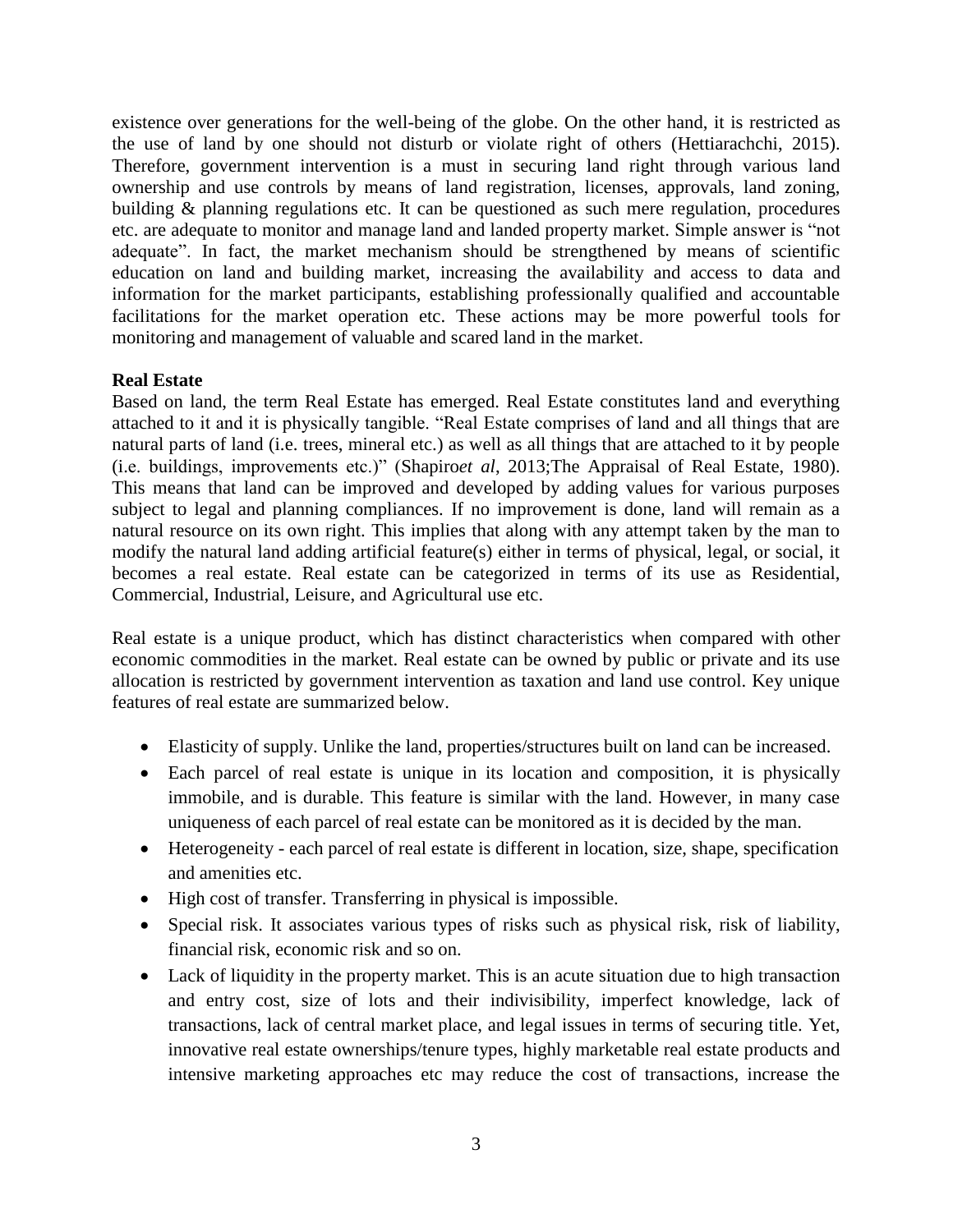existence over generations for the well-being of the globe. On the other hand, it is restricted as the use of land by one should not disturb or violate right of others (Hettiarachchi, 2015). Therefore, government intervention is a must in securing land right through various land ownership and use controls by means of land registration, licenses, approvals, land zoning, building & planning regulations etc. It can be questioned as such mere regulation, procedures etc. are adequate to monitor and manage land and landed property market. Simple answer is "not adequate". In fact, the market mechanism should be strengthened by means of scientific education on land and building market, increasing the availability and access to data and information for the market participants, establishing professionally qualified and accountable facilitations for the market operation etc. These actions may be more powerful tools for monitoring and management of valuable and scared land in the market.

**Real Estate**

Based on land, the term Real Estate has emerged. Real Estate constitutes land and everything attached to it and it is physically tangible. "Real Estate comprises of land and all things that are natural parts of land (i.e. trees, mineral etc.) as well as all things that are attached to it by people (i.e. buildings, improvements etc.)" (Shapiro*et al*, 2013;The Appraisal of Real Estate, 1980). This means that land can be improved and developed by adding values for various purposes subject to legal and planning compliances. If no improvement is done, land will remain as a natural resource on its own right. This implies that along with any attempt taken by the man to modify the natural land adding artificial feature(s) either in terms of physical, legal, or social, it becomes a real estate. Real estate can be categorized in terms of its use as Residential, Commercial, Industrial, Leisure, and Agricultural use etc.

Real estate is a unique product, which has distinct characteristics when compared with other economic commodities in the market. Real estate can be owned by public or private and its use allocation is restricted by government intervention as taxation and land use control. Key unique features of real estate are summarized below.

- Elasticity of supply. Unlike the land, properties/structures built on land can be increased.
- Each parcel of real estate is unique in its location and composition, it is physically immobile, and is durable. This feature is similar with the land. However, in many case uniqueness of each parcel of real estate can be monitored as it is decided by the man.
- Heterogeneity - each parcel of real estate is different in location, size, shape, specification and amenities etc.
- High cost of transfer. Transferring in physical is impossible.
- Special risk. It associates various types of risks such as physical risk, risk of liability, financial risk, economic risk and so on.
- Lack of liquidity in the property market. This is an acute situation due to high transaction and entry cost, size of lots and their indivisibility, imperfect knowledge, lack of transactions, lack of central market place, and legal issues in terms of securing title. Yet, innovative real estate ownerships/tenure types, highly marketable real estate products and intensive marketing approaches etc may reduce the cost of transactions, increase the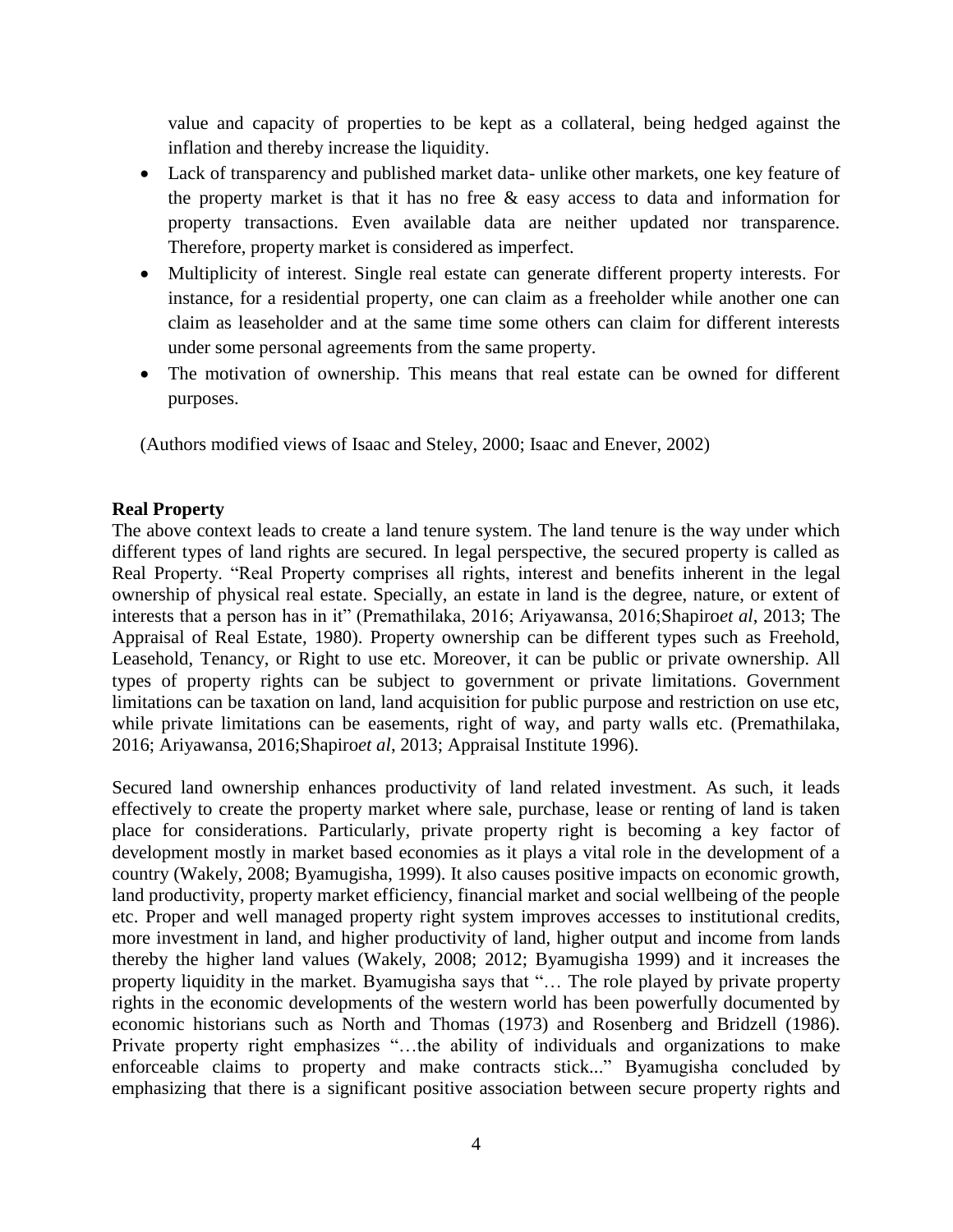value and capacity of properties to be kept as a collateral, being hedged against the inflation and thereby increase the liquidity.

- Lack of transparency and published market data- unlike other markets, one key feature of the property market is that it has no free & easy access to data and information for property transactions. Even available data are neither updated nor transparence. Therefore, property market is considered as imperfect.
- Multiplicity of interest. Single real estate can generate different property interests. For instance, for a residential property, one can claim as a freeholder while another one can claim as leaseholder and at the same time some others can claim for different interests under some personal agreements from the same property.
- The motivation of ownership. This means that real estate can be owned for different purposes.

(Authors modified views of Isaac and Steley, 2000; Isaac and Enever, 2002)

**Real Property**

The above context leads to create a land tenure system. The land tenure is the way under which different types of land rights are secured. In legal perspective, the secured property is called as Real Property. "Real Property comprises all rights, interest and benefits inherent in the legal ownership of physical real estate. Specially, an estate in land is the degree, nature, or extent of interests that a person has in it" (Premathilaka, 2016; Ariyawansa, 2016;Shapiro*et al*, 2013; The Appraisal of Real Estate, 1980). Property ownership can be different types such as Freehold, Leasehold, Tenancy, or Right to use etc. Moreover, it can be public or private ownership. All types of property rights can be subject to government or private limitations. Government limitations can be taxation on land, land acquisition for public purpose and restriction on use etc, while private limitations can be easements, right of way, and party walls etc. (Premathilaka, 2016; Ariyawansa, 2016;Shapiro*et al*, 2013; Appraisal Institute 1996).

Secured land ownership enhances productivity of land related investment. As such, it leads effectively to create the property market where sale, purchase, lease or renting of land is taken place for considerations. Particularly, private property right is becoming a key factor of development mostly in market based economies as it plays a vital role in the development of a country (Wakely, 2008; Byamugisha, 1999). It also causes positive impacts on economic growth, land productivity, property market efficiency, financial market and social wellbeing of the people etc. Proper and well managed property right system improves accesses to institutional credits, more investment in land, and higher productivity of land, higher output and income from lands thereby the higher land values (Wakely, 2008; 2012; Byamugisha 1999) and it increases the property liquidity in the market. Byamugisha says that "… The role played by private property rights in the economic developments of the western world has been powerfully documented by economic historians such as North and Thomas (1973) and Rosenberg and Bridzell (1986). Private property right emphasizes "…the ability of individuals and organizations to make enforceable claims to property and make contracts stick..." Byamugisha concluded by emphasizing that there is a significant positive association between secure property rights and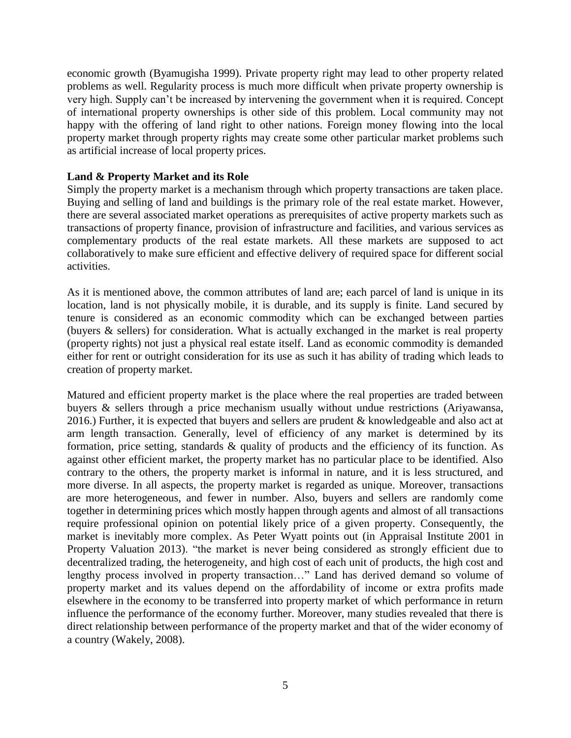economic growth (Byamugisha 1999). Private property right may lead to other property related problems as well. Regularity process is much more difficult when private property ownership is very high. Supply can't be increased by intervening the government when it is required. Concept of international property ownerships is other side of this problem. Local community may not happy with the offering of land right to other nations. Foreign money flowing into the local property market through property rights may create some other particular market problems such as artificial increase of local property prices.

**Land & Property Market and its Role**

Simply the property market is a mechanism through which property transactions are taken place. Buying and selling of land and buildings is the primary role of the real estate market. However, there are several associated market operations as prerequisites of active property markets such as transactions of property finance, provision of infrastructure and facilities, and various services as complementary products of the real estate markets. All these markets are supposed to act collaboratively to make sure efficient and effective delivery of required space for different social activities.

As it is mentioned above, the common attributes of land are; each parcel of land is unique in its location, land is not physically mobile, it is durable, and its supply is finite. Land secured by tenure is considered as an economic commodity which can be exchanged between parties (buyers & sellers) for consideration. What is actually exchanged in the market is real property (property rights) not just a physical real estate itself. Land as economic commodity is demanded either for rent or outright consideration for its use as such it has ability of trading which leads to creation of property market.

Matured and efficient property market is the place where the real properties are traded between buyers & sellers through a price mechanism usually without undue restrictions (Ariyawansa, 2016.) Further, it is expected that buyers and sellers are prudent & knowledgeable and also act at arm length transaction. Generally, level of efficiency of any market is determined by its formation, price setting, standards & quality of products and the efficiency of its function. As against other efficient market, the property market has no particular place to be identified. Also contrary to the others, the property market is informal in nature, and it is less structured, and more diverse. In all aspects, the property market is regarded as unique. Moreover, transactions are more heterogeneous, and fewer in number. Also, buyers and sellers are randomly come together in determining prices which mostly happen through agents and almost of all transactions require professional opinion on potential likely price of a given property. Consequently, the market is inevitably more complex. As Peter Wyatt points out (in Appraisal Institute 2001 in Property Valuation 2013). "the market is never being considered as strongly efficient due to decentralized trading, the heterogeneity, and high cost of each unit of products, the high cost and lengthy process involved in property transaction…" Land has derived demand so volume of property market and its values depend on the affordability of income or extra profits made elsewhere in the economy to be transferred into property market of which performance in return influence the performance of the economy further. Moreover, many studies revealed that there is direct relationship between performance of the property market and that of the wider economy of a country (Wakely, 2008).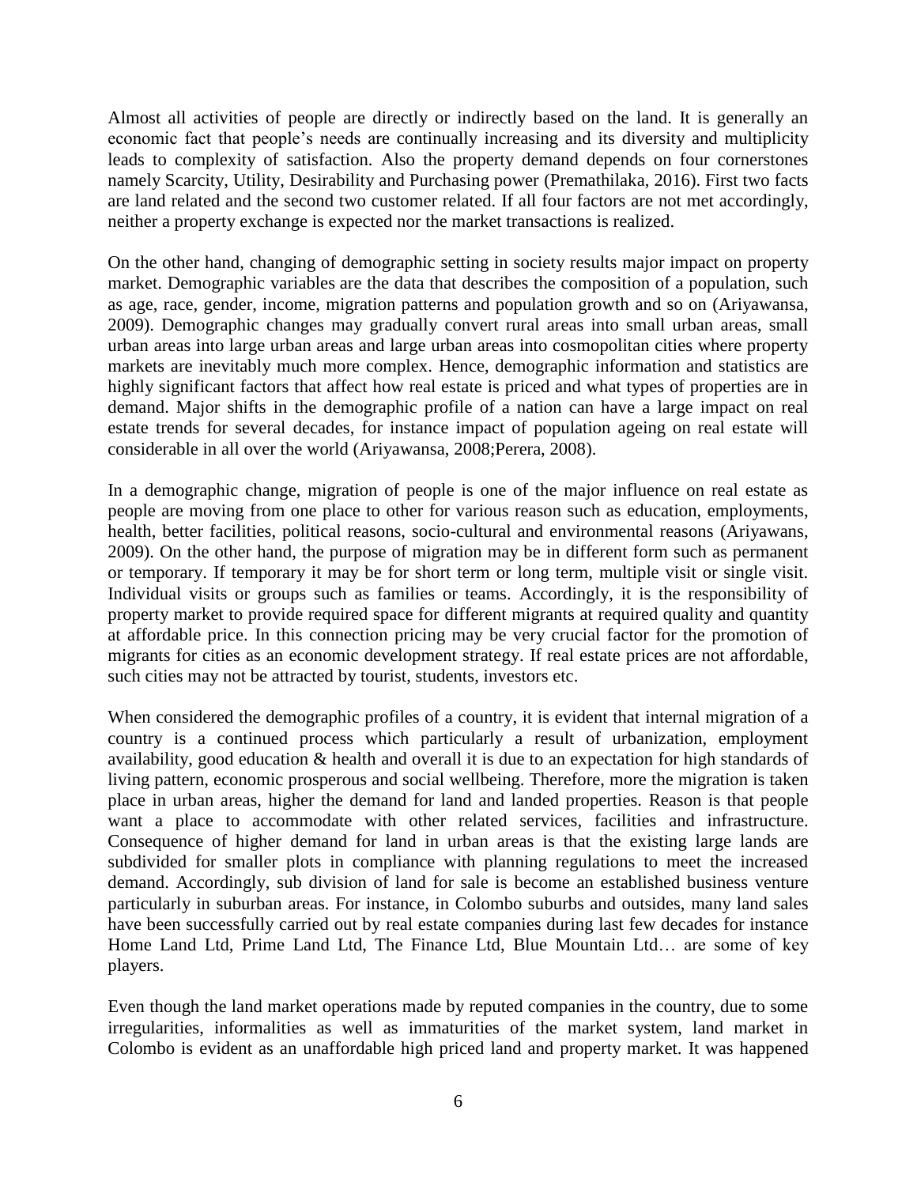Almost all activities of people are directly or indirectly based on the land. It is generally an economic fact that people's needs are continually increasing and its diversity and multiplicity leads to complexity of satisfaction. Also the property demand depends on four cornerstones namely Scarcity, Utility, Desirability and Purchasing power (Premathilaka, 2016). First two facts are land related and the second two customer related. If all four factors are not met accordingly, neither a property exchange is expected nor the market transactions is realized.

On the other hand, changing of demographic setting in society results major impact on property market. Demographic variables are the data that describes the composition of a population, such as age, race, gender, income, migration patterns and population growth and so on (Ariyawansa, 2009). Demographic changes may gradually convert rural areas into small urban areas, small urban areas into large urban areas and large urban areas into cosmopolitan cities where property markets are inevitably much more complex. Hence, demographic information and statistics are highly significant factors that affect how real estate is priced and what types of properties are in demand. Major shifts in the demographic profile of a nation can have a large impact on real estate trends for several decades, for instance impact of population ageing on real estate will considerable in all over the world (Ariyawansa, 2008;Perera, 2008).

In a demographic change, migration of people is one of the major influence on real estate as people are moving from one place to other for various reason such as education, employments, health, better facilities, political reasons, socio-cultural and environmental reasons (Ariyawans, 2009). On the other hand, the purpose of migration may be in different form such as permanent or temporary. If temporary it may be for short term or long term, multiple visit or single visit. Individual visits or groups such as families or teams. Accordingly, it is the responsibility of property market to provide required space for different migrants at required quality and quantity at affordable price. In this connection pricing may be very crucial factor for the promotion of migrants for cities as an economic development strategy. If real estate prices are not affordable, such cities may not be attracted by tourist, students, investors etc.

When considered the demographic profiles of a country, it is evident that internal migration of a country is a continued process which particularly a result of urbanization, employment availability, good education & health and overall it is due to an expectation for high standards of living pattern, economic prosperous and social wellbeing. Therefore, more the migration is taken place in urban areas, higher the demand for land and landed properties. Reason is that people want a place to accommodate with other related services, facilities and infrastructure. Consequence of higher demand for land in urban areas is that the existing large lands are subdivided for smaller plots in compliance with planning regulations to meet the increased demand. Accordingly, sub division of land for sale is become an established business venture particularly in suburban areas. For instance, in Colombo suburbs and outsides, many land sales have been successfully carried out by real estate companies during last few decades for instance Home Land Ltd, Prime Land Ltd, The Finance Ltd, Blue Mountain Ltd… are some of key players.

Even though the land market operations made by reputed companies in the country, due to some irregularities, informalities as well as immaturities of the market system, land market in Colombo is evident as an unaffordable high priced land and property market. It was happened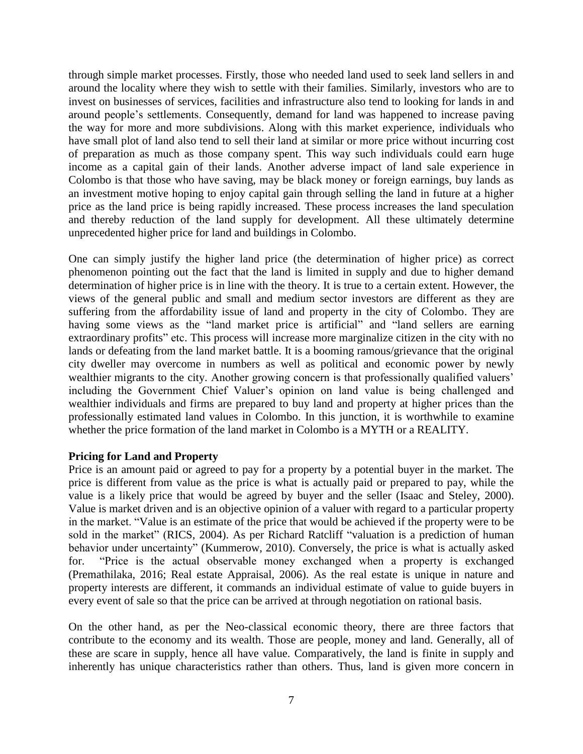through simple market processes. Firstly, those who needed land used to seek land sellers in and around the locality where they wish to settle with their families. Similarly, investors who are to invest on businesses of services, facilities and infrastructure also tend to looking for lands in and around people's settlements. Consequently, demand for land was happened to increase paving the way for more and more subdivisions. Along with this market experience, individuals who have small plot of land also tend to sell their land at similar or more price without incurring cost of preparation as much as those company spent. This way such individuals could earn huge income as a capital gain of their lands. Another adverse impact of land sale experience in Colombo is that those who have saving, may be black money or foreign earnings, buy lands as an investment motive hoping to enjoy capital gain through selling the land in future at a higher price as the land price is being rapidly increased. These process increases the land speculation and thereby reduction of the land supply for development. All these ultimately determine unprecedented higher price for land and buildings in Colombo.

One can simply justify the higher land price (the determination of higher price) as correct phenomenon pointing out the fact that the land is limited in supply and due to higher demand determination of higher price is in line with the theory. It is true to a certain extent. However, the views of the general public and small and medium sector investors are different as they are suffering from the affordability issue of land and property in the city of Colombo. They are having some views as the "land market price is artificial" and "land sellers are earning extraordinary profits" etc. This process will increase more marginalize citizen in the city with no lands or defeating from the land market battle. It is a booming ramous/grievance that the original city dweller may overcome in numbers as well as political and economic power by newly wealthier migrants to the city. Another growing concern is that professionally qualified valuers' including the Government Chief Valuer's opinion on land value is being challenged and wealthier individuals and firms are prepared to buy land and property at higher prices than the professionally estimated land values in Colombo. In this junction, it is worthwhile to examine whether the price formation of the land market in Colombo is a MYTH or a REALITY.

**Pricing for Land and Property**

Price is an amount paid or agreed to pay for a property by a potential buyer in the market. The price is different from value as the price is what is actually paid or prepared to pay, while the value is a likely price that would be agreed by buyer and the seller (Isaac and Steley, 2000). Value is market driven and is an objective opinion of a valuer with regard to a particular property in the market. "Value is an estimate of the price that would be achieved if the property were to be sold in the market" (RICS, 2004). As per Richard Ratcliff "valuation is a prediction of human behavior under uncertainty" (Kummerow, 2010). Conversely, the price is what is actually asked for. "Price is the actual observable money exchanged when a property is exchanged (Premathilaka, 2016; Real estate Appraisal, 2006). As the real estate is unique in nature and property interests are different, it commands an individual estimate of value to guide buyers in every event of sale so that the price can be arrived at through negotiation on rational basis.

On the other hand, as per the Neo-classical economic theory, there are three factors that contribute to the economy and its wealth. Those are people, money and land. Generally, all of these are scare in supply, hence all have value. Comparatively, the land is finite in supply and inherently has unique characteristics rather than others. Thus, land is given more concern in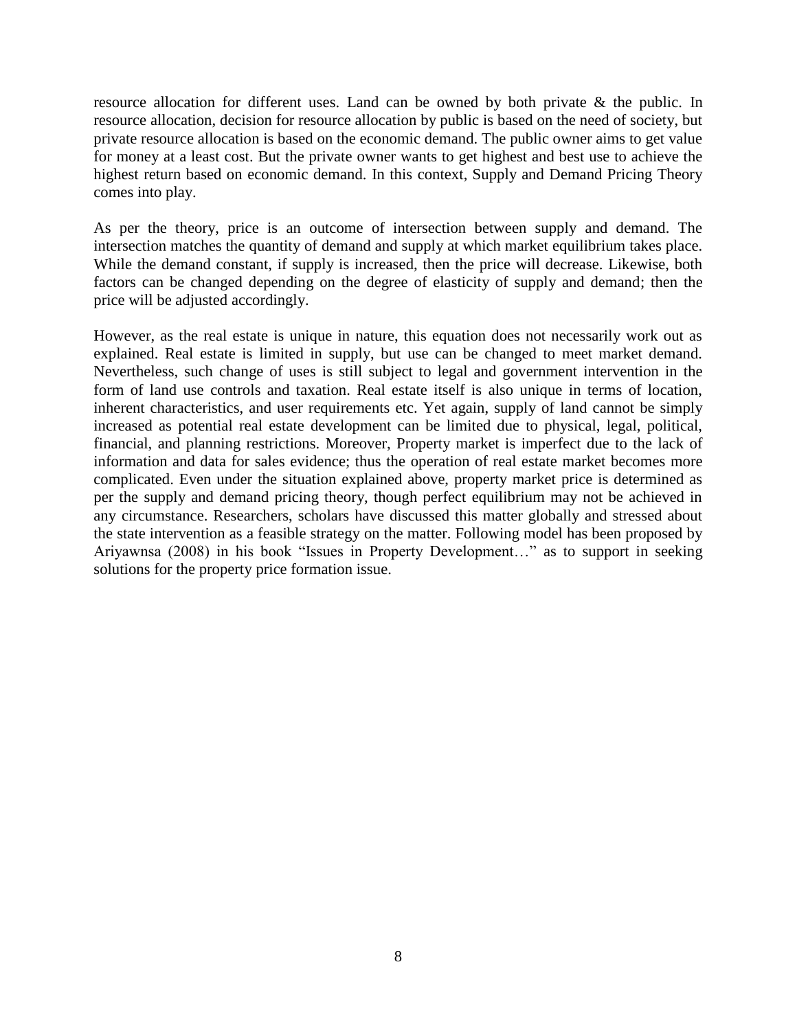resource allocation for different uses. Land can be owned by both private & the public. In resource allocation, decision for resource allocation by public is based on the need of society, but private resource allocation is based on the economic demand. The public owner aims to get value for money at a least cost. But the private owner wants to get highest and best use to achieve the highest return based on economic demand. In this context, Supply and Demand Pricing Theory comes into play.

As per the theory, price is an outcome of intersection between supply and demand. The intersection matches the quantity of demand and supply at which market equilibrium takes place. While the demand constant, if supply is increased, then the price will decrease. Likewise, both factors can be changed depending on the degree of elasticity of supply and demand; then the price will be adjusted accordingly.

However, as the real estate is unique in nature, this equation does not necessarily work out as explained. Real estate is limited in supply, but use can be changed to meet market demand. Nevertheless, such change of uses is still subject to legal and government intervention in the form of land use controls and taxation. Real estate itself is also unique in terms of location, inherent characteristics, and user requirements etc. Yet again, supply of land cannot be simply increased as potential real estate development can be limited due to physical, legal, political, financial, and planning restrictions. Moreover, Property market is imperfect due to the lack of information and data for sales evidence; thus the operation of real estate market becomes more complicated. Even under the situation explained above, property market price is determined as per the supply and demand pricing theory, though perfect equilibrium may not be achieved in any circumstance. Researchers, scholars have discussed this matter globally and stressed about the state intervention as a feasible strategy on the matter. Following model has been proposed by Ariyawnsa (2008) in his book "Issues in Property Development…" as to support in seeking solutions for the property price formation issue.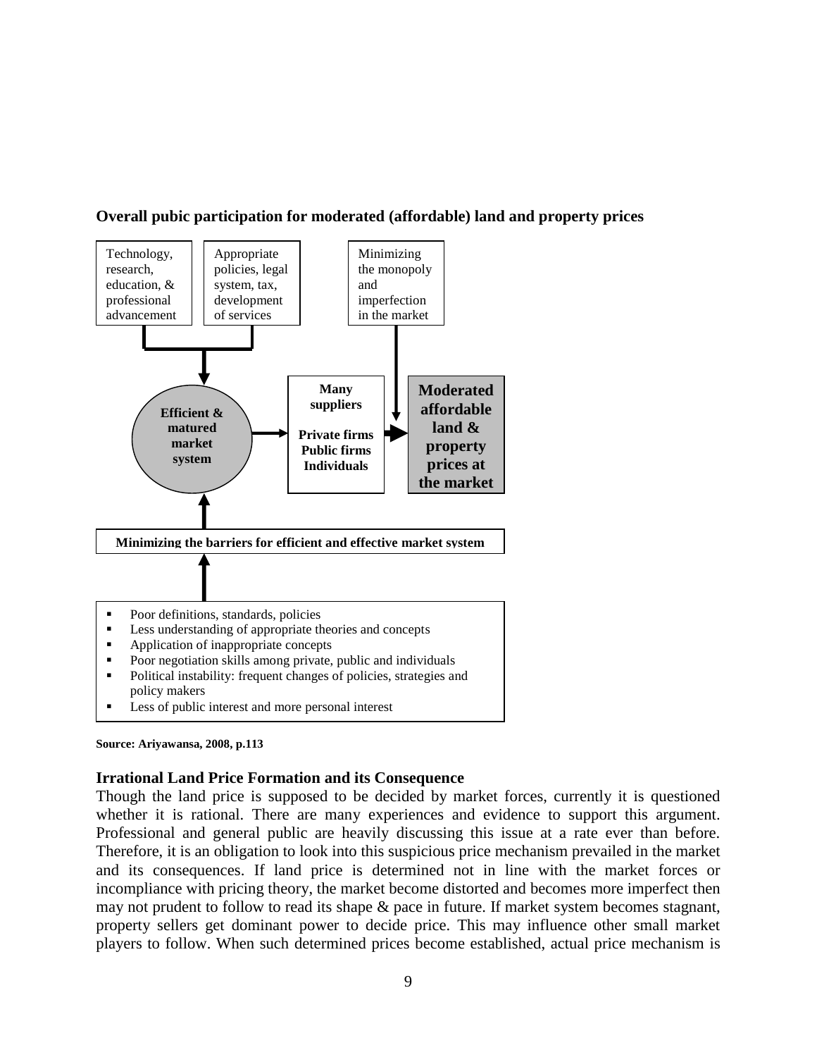**Overall pubic participation for moderated (affordable) land and property prices**

Technology, research, education, & professional advancement

Appropriate policies, legal system, tax, development of services

Minimizing the monopoly and imperfection in the market

**Efficient & matured market system**

**Many suppliers**

**Private firms**
**Public firms**
**Individuals**

**Moderated affordable land & property prices at the market**

**Minimizing the barriers for efficient and effective market system**

- Poor definitions, standards, policies
- Less understanding of appropriate theories and concepts
- Application of inappropriate concepts
- Poor negotiation skills among private, public and individuals
- Political instability: frequent changes of policies, strategies and policy makers
- Less of public interest and more personal interest

**Source: Ariyawansa, 2008, p.113**

### Irrational Land Price Formation and its Consequence

Though the land price is supposed to be decided by market forces, currently it is questioned whether it is rational. There are many experiences and evidence to support this argument. Professional and general public are heavily discussing this issue at a rate ever than before. Therefore, it is an obligation to look into this suspicious price mechanism prevailed in the market and its consequences. If land price is determined not in line with the market forces or incompliance with pricing theory, the market become distorted and becomes more imperfect then may not prudent to follow to read its shape & pace in future. If market system becomes stagnant, property sellers get dominant power to decide price. This may influence other small market players to follow. When such determined prices become established, actual price mechanism is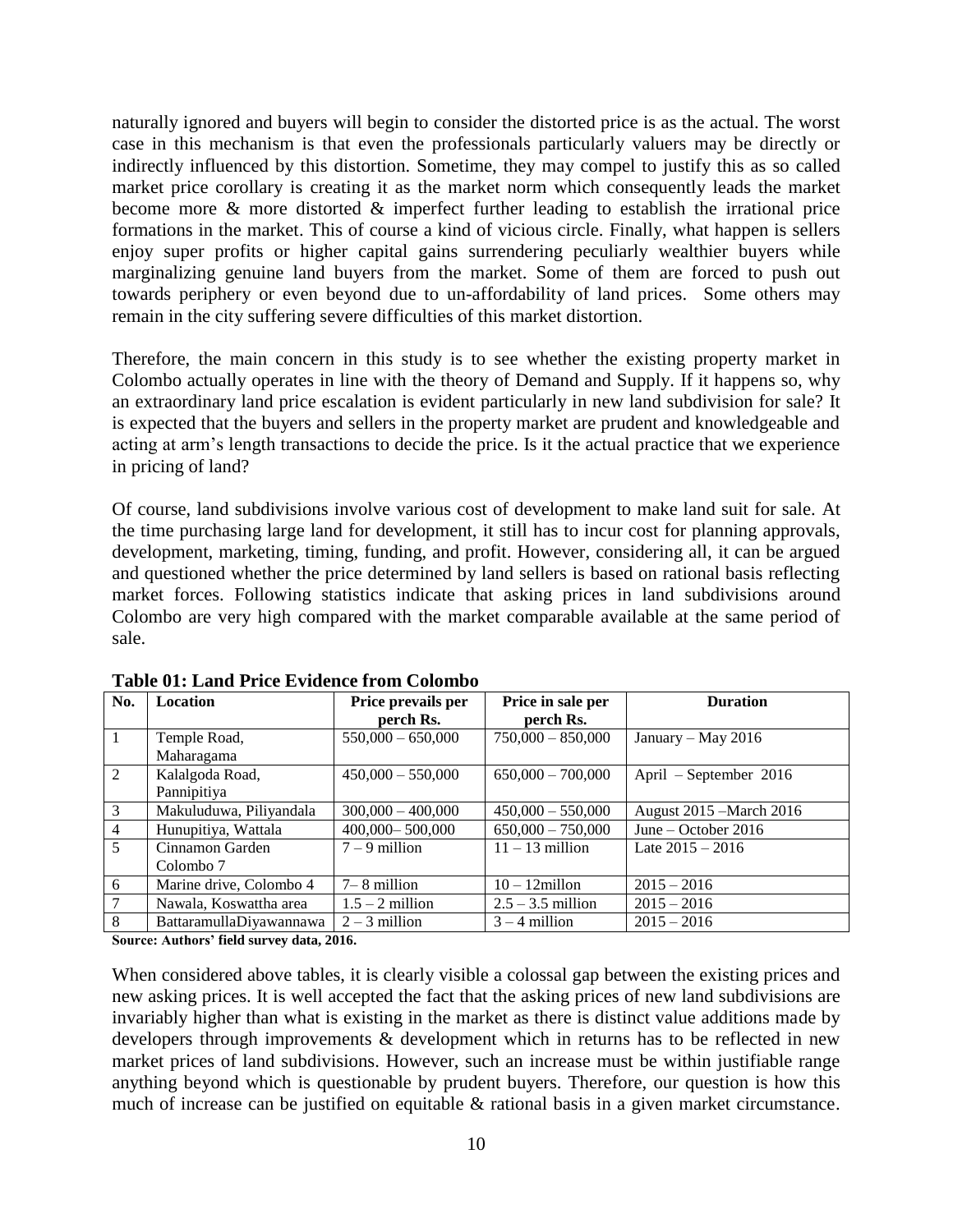naturally ignored and buyers will begin to consider the distorted price is as the actual. The worst case in this mechanism is that even the professionals particularly valuers may be directly or indirectly influenced by this distortion. Sometime, they may compel to justify this as so called market price corollary is creating it as the market norm which consequently leads the market become more & more distorted & imperfect further leading to establish the irrational price formations in the market. This of course a kind of vicious circle. Finally, what happen is sellers enjoy super profits or higher capital gains surrendering peculiarly wealthier buyers while marginalizing genuine land buyers from the market. Some of them are forced to push out towards periphery or even beyond due to un-affordability of land prices. Some others may remain in the city suffering severe difficulties of this market distortion.

Therefore, the main concern in this study is to see whether the existing property market in Colombo actually operates in line with the theory of Demand and Supply. If it happens so, why an extraordinary land price escalation is evident particularly in new land subdivision for sale? It is expected that the buyers and sellers in the property market are prudent and knowledgeable and acting at arm's length transactions to decide the price. Is it the actual practice that we experience in pricing of land?

Of course, land subdivisions involve various cost of development to make land suit for sale. At the time purchasing large land for development, it still has to incur cost for planning approvals, development, marketing, timing, funding, and profit. However, considering all, it can be argued and questioned whether the price determined by land sellers is based on rational basis reflecting market forces. Following statistics indicate that asking prices in land subdivisions around Colombo are very high compared with the market comparable available at the same period of sale.

**Table 01: Land Price Evidence from Colombo**

| No. | Location | Price prevails per perch Rs. | Price in sale per perch Rs. | Duration |
|---|---|---|---|---|
| 1 | Temple Road, Maharagama | 550,000 – 650,000 | 750,000 – 850,000 | January – May 2016 |
| 2 | Kalalgoda Road, Pannipitiya | 450,000 – 550,000 | 650,000 – 700,000 | April – September 2016 |
| 3 | Makuluduwa, Piliyandala | 300,000 – 400,000 | 450,000 – 550,000 | August 2015 –March 2016 |
| 4 | Hunupitiya, Wattala | 400,000– 500,000 | 650,000 – 750,000 | June – October 2016 |
| 5 | Cinnamon Garden Colombo 7 | 7 – 9 million | 11 – 13 million | Late 2015 – 2016 |
| 6 | Marine drive, Colombo 4 | 7– 8 million | 10 – 12millon | 2015 – 2016 |
| 7 | Nawala, Koswattha area | 1.5 – 2 million | 2.5 – 3.5 million | 2015 – 2016 |
| 8 | BattaramullaDiyawannawa | 2 – 3 million | 3 – 4 million | 2015 – 2016 |

**Source: Authors' field survey data, 2016.**

When considered above tables, it is clearly visible a colossal gap between the existing prices and new asking prices. It is well accepted the fact that the asking prices of new land subdivisions are invariably higher than what is existing in the market as there is distinct value additions made by developers through improvements & development which in returns has to be reflected in new market prices of land subdivisions. However, such an increase must be within justifiable range anything beyond which is questionable by prudent buyers. Therefore, our question is how this much of increase can be justified on equitable & rational basis in a given market circumstance.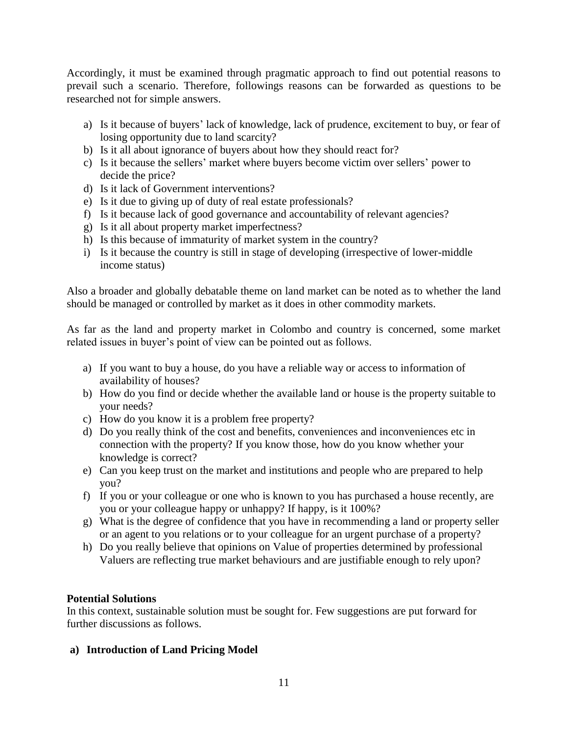Accordingly, it must be examined through pragmatic approach to find out potential reasons to prevail such a scenario. Therefore, followings reasons can be forwarded as questions to be researched not for simple answers.

a) Is it because of buyers' lack of knowledge, lack of prudence, excitement to buy, or fear of losing opportunity due to land scarcity?
b) Is it all about ignorance of buyers about how they should react for?
c) Is it because the sellers' market where buyers become victim over sellers' power to decide the price?
d) Is it lack of Government interventions?
e) Is it due to giving up of duty of real estate professionals?
f) Is it because lack of good governance and accountability of relevant agencies?
g) Is it all about property market imperfectness?
h) Is this because of immaturity of market system in the country?
i) Is it because the country is still in stage of developing (irrespective of lower-middle income status)

Also a broader and globally debatable theme on land market can be noted as to whether the land should be managed or controlled by market as it does in other commodity markets.

As far as the land and property market in Colombo and country is concerned, some market related issues in buyer's point of view can be pointed out as follows.

a) If you want to buy a house, do you have a reliable way or access to information of availability of houses?
b) How do you find or decide whether the available land or house is the property suitable to your needs?
c) How do you know it is a problem free property?
d) Do you really think of the cost and benefits, conveniences and inconveniences etc in connection with the property? If you know those, how do you know whether your knowledge is correct?
e) Can you keep trust on the market and institutions and people who are prepared to help you?
f) If you or your colleague or one who is known to you has purchased a house recently, are you or your colleague happy or unhappy? If happy, is it 100%?
g) What is the degree of confidence that you have in recommending a land or property seller or an agent to you relations or to your colleague for an urgent purchase of a property?
h) Do you really believe that opinions on Value of properties determined by professional Valuers are reflecting true market behaviours and are justifiable enough to rely upon?

**Potential Solutions**

In this context, sustainable solution must be sought for. Few suggestions are put forward for further discussions as follows.

**a) Introduction of Land Pricing Model**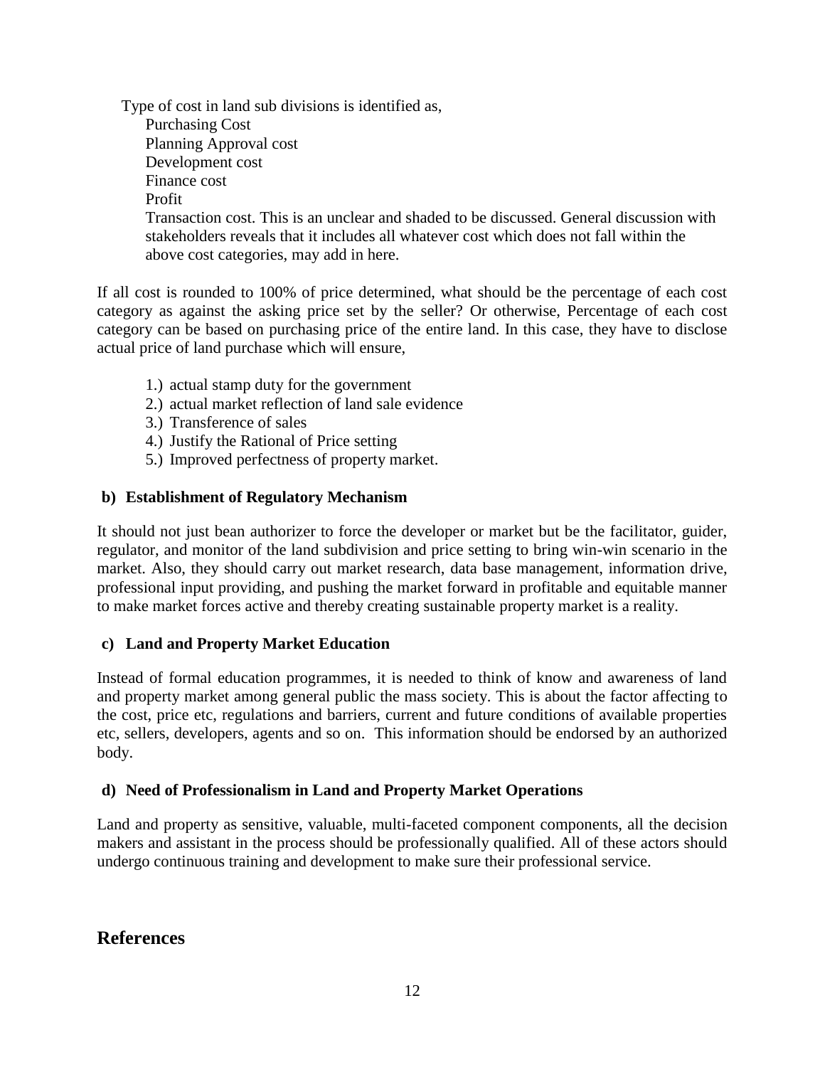Type of cost in land sub divisions is identified as,

- Purchasing Cost
- Planning Approval cost
- Development cost
- Finance cost
- Profit
- Transaction cost. This is an unclear and shaded to be discussed. General discussion with stakeholders reveals that it includes all whatever cost which does not fall within the above cost categories, may add in here.

If all cost is rounded to 100% of price determined, what should be the percentage of each cost category as against the asking price set by the seller? Or otherwise, Percentage of each cost category can be based on purchasing price of the entire land. In this case, they have to disclose actual price of land purchase which will ensure,

1.) actual stamp duty for the government
2.) actual market reflection of land sale evidence
3.) Transference of sales
4.) Justify the Rational of Price setting
5.) Improved perfectness of property market.

### b) Establishment of Regulatory Mechanism

It should not just bean authorizer to force the developer or market but be the facilitator, guider, regulator, and monitor of the land subdivision and price setting to bring win-win scenario in the market. Also, they should carry out market research, data base management, information drive, professional input providing, and pushing the market forward in profitable and equitable manner to make market forces active and thereby creating sustainable property market is a reality.

### c) Land and Property Market Education

Instead of formal education programmes, it is needed to think of know and awareness of land and property market among general public the mass society. This is about the factor affecting to the cost, price etc, regulations and barriers, current and future conditions of available properties etc, sellers, developers, agents and so on.  This information should be endorsed by an authorized body.

### d) Need of Professionalism in Land and Property Market Operations

Land and property as sensitive, valuable, multi-faceted component components, all the decision makers and assistant in the process should be professionally qualified. All of these actors should undergo continuous training and development to make sure their professional service.

## References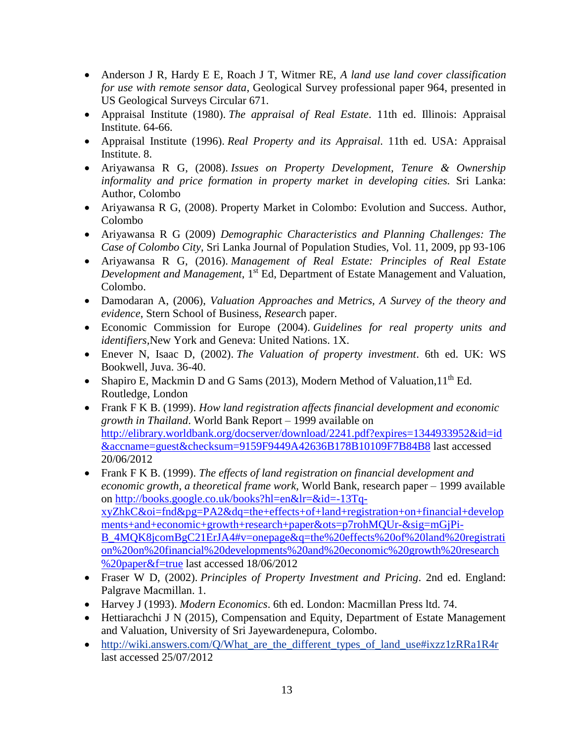- Anderson J R, Hardy E E, Roach J T, Witmer RE, *A land use land cover classification for use with remote sensor data*, Geological Survey professional paper 964, presented in US Geological Surveys Circular 671.
- Appraisal Institute (1980). *The appraisal of Real Estate*. 11th ed. Illinois: Appraisal Institute. 64-66.
- Appraisal Institute (1996). *Real Property and its Appraisal.* 11th ed. USA: Appraisal Institute. 8.
- Ariyawansa R G, (2008). *Issues on Property Development, Tenure & Ownership informality and price formation in property market in developing cities.* Sri Lanka: Author, Colombo
- Ariyawansa R G, (2008). Property Market in Colombo: Evolution and Success. Author, Colombo
- Ariyawansa R G (2009) *Demographic Characteristics and Planning Challenges: The Case of Colombo City*, Sri Lanka Journal of Population Studies, Vol. 11, 2009, pp 93-106
- Ariyawansa R G, (2016). *Management of Real Estate: Principles of Real Estate Development and Management*, 1st Ed, Department of Estate Management and Valuation, Colombo.
- Damodaran A, (2006), *Valuation Approaches and Metrics, A Survey of the theory and evidence*, Stern School of Business, *Resear*ch paper.
- Economic Commission for Europe (2004). *Guidelines for real property units and identifiers*,New York and Geneva: United Nations. 1X.
- Enever N, Isaac D, (2002). *The Valuation of property investment*. 6th ed. UK: WS Bookwell, Juva. 36-40.
- Shapiro E, Mackmin D and G Sams (2013), Modern Method of Valuation,11th Ed. Routledge, London
- Frank F K B. (1999). *How land registration affects financial development and economic growth in Thailand*. World Bank Report – 1999 available on http://elibrary.worldbank.org/docserver/download/2241.pdf?expires=1344933952&id=id&accname=guest&checksum=9159F9449A42636B178B10109F7B84B8 last accessed 20/06/2012
- Frank F K B. (1999). *The effects of land registration on financial development and economic growth, a theoretical frame work*, World Bank, research paper – 1999 available on http://books.google.co.uk/books?hl=en&lr=&id=-13Tq-xyZhkC&oi=fnd&pg=PA2&dq=the+effects+of+land+registration+on+financial+developments+and+economic+growth+research+paper&ots=p7rohMQUr-&sig=mGjPi-B_4MQK8jcomBgC21ErJA4#v=onepage&q=the%20effects%20of%20land%20registration%20on%20financial%20developments%20and%20economic%20growth%20research%20paper&f=true last accessed 18/06/2012
- Fraser W D, (2002). *Principles of Property Investment and Pricing*. 2nd ed. England: Palgrave Macmillan. 1.
- Harvey J (1993). *Modern Economics*. 6th ed. London: Macmillan Press ltd. 74.
- Hettiarachchi J N (2015), Compensation and Equity, Department of Estate Management and Valuation, University of Sri Jayewardenepura, Colombo.
- http://wiki.answers.com/Q/What_are_the_different_types_of_land_use#ixzz1zRRa1R4r last accessed 25/07/2012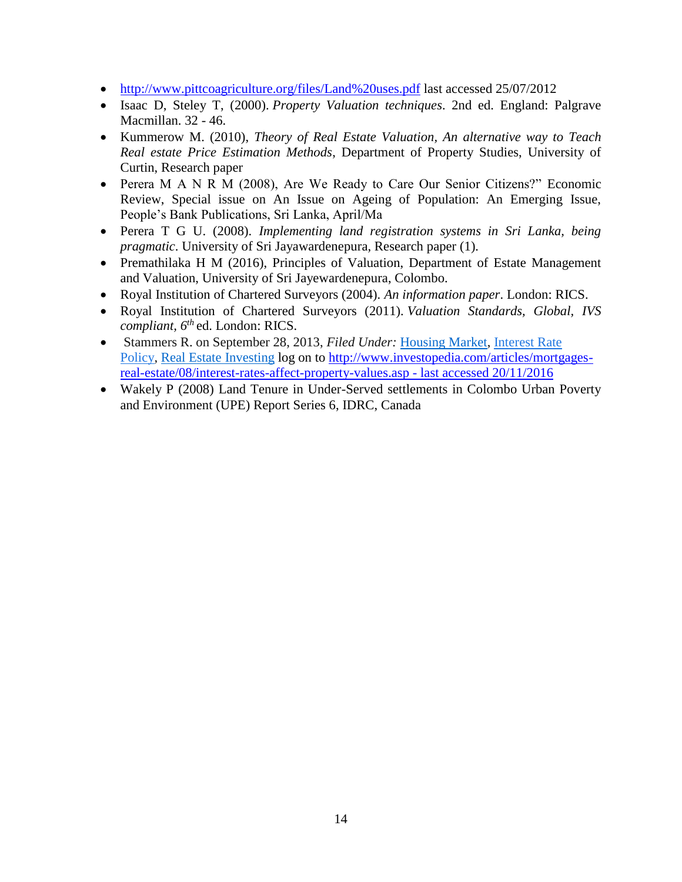- http://www.pittcoagriculture.org/files/Land%20uses.pdf last accessed 25/07/2012
- Isaac D, Steley T, (2000). *Property Valuation techniques*. 2nd ed. England: Palgrave Macmillan. 32 - 46.
- Kummerow M. (2010), *Theory of Real Estate Valuation, An alternative way to Teach Real estate Price Estimation Methods*, Department of Property Studies, University of Curtin, Research paper
- Perera M A N R M (2008), Are We Ready to Care Our Senior Citizens?" Economic Review, Special issue on An Issue on Ageing of Population: An Emerging Issue, People's Bank Publications, Sri Lanka, April/Ma
- Perera T G U. (2008). *Implementing land registration systems in Sri Lanka, being pragmatic*. University of Sri Jayawardenepura, Research paper (1).
- Premathilaka H M (2016), Principles of Valuation, Department of Estate Management and Valuation, University of Sri Jayewardenepura, Colombo.
- Royal Institution of Chartered Surveyors (2004). *An information paper*. London: RICS.
- Royal Institution of Chartered Surveyors (2011). *Valuation Standards, Global, IVS compliant, 6th* ed. London: RICS.
- Stammers R. on September 28, 2013, *Filed Under:* Housing Market, Interest Rate Policy, Real Estate Investing log on to http://www.investopedia.com/articles/mortgages-real-estate/08/interest-rates-affect-property-values.asp - last accessed 20/11/2016
- Wakely P (2008) Land Tenure in Under-Served settlements in Colombo Urban Poverty and Environment (UPE) Report Series 6, IDRC, Canada